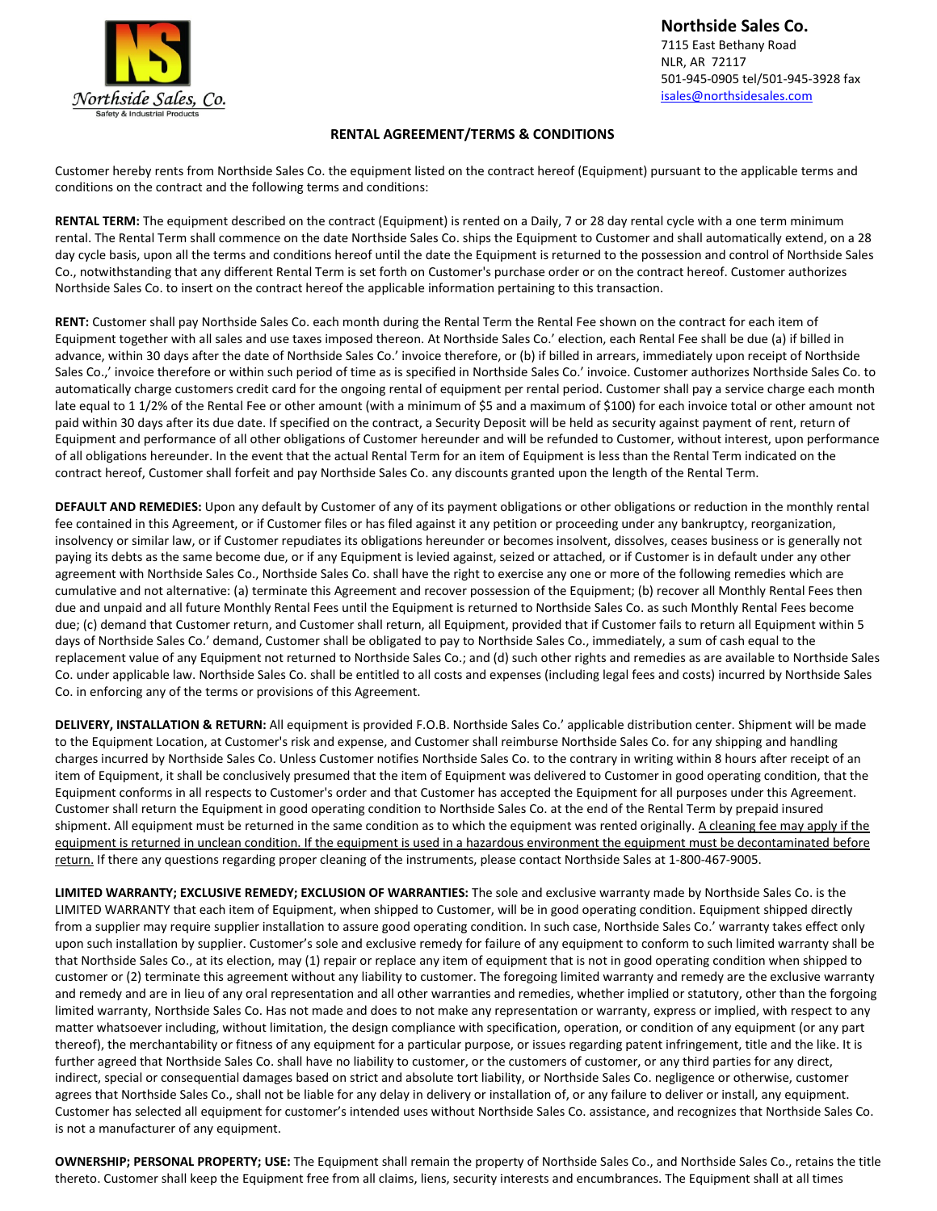**Northside Sales Co.**
7115 East Bethany Road
NLR, AR 72117
501-945-0905 tel/501-945-3928 fax
isales@northsidesales.com

Northside Sales, Co.
Safety & Industrial Products

## RENTAL AGREEMENT/TERMS & CONDITIONS

Customer hereby rents from Northside Sales Co. the equipment listed on the contract hereof (Equipment) pursuant to the applicable terms and conditions on the contract and the following terms and conditions:

**RENTAL TERM:** The equipment described on the contract (Equipment) is rented on a Daily, 7 or 28 day rental cycle with a one term minimum rental. The Rental Term shall commence on the date Northside Sales Co. ships the Equipment to Customer and shall automatically extend, on a 28 day cycle basis, upon all the terms and conditions hereof until the date the Equipment is returned to the possession and control of Northside Sales Co., notwithstanding that any different Rental Term is set forth on Customer's purchase order or on the contract hereof. Customer authorizes Northside Sales Co. to insert on the contract hereof the applicable information pertaining to this transaction.

**RENT:** Customer shall pay Northside Sales Co. each month during the Rental Term the Rental Fee shown on the contract for each item of Equipment together with all sales and use taxes imposed thereon. At Northside Sales Co.' election, each Rental Fee shall be due (a) if billed in advance, within 30 days after the date of Northside Sales Co.' invoice therefore, or (b) if billed in arrears, immediately upon receipt of Northside Sales Co.,' invoice therefore or within such period of time as is specified in Northside Sales Co.' invoice. Customer authorizes Northside Sales Co. to automatically charge customers credit card for the ongoing rental of equipment per rental period. Customer shall pay a service charge each month late equal to 1 1/2% of the Rental Fee or other amount (with a minimum of $5 and a maximum of $100) for each invoice total or other amount not paid within 30 days after its due date. If specified on the contract, a Security Deposit will be held as security against payment of rent, return of Equipment and performance of all other obligations of Customer hereunder and will be refunded to Customer, without interest, upon performance of all obligations hereunder. In the event that the actual Rental Term for an item of Equipment is less than the Rental Term indicated on the contract hereof, Customer shall forfeit and pay Northside Sales Co. any discounts granted upon the length of the Rental Term.

**DEFAULT AND REMEDIES:** Upon any default by Customer of any of its payment obligations or other obligations or reduction in the monthly rental fee contained in this Agreement, or if Customer files or has filed against it any petition or proceeding under any bankruptcy, reorganization, insolvency or similar law, or if Customer repudiates its obligations hereunder or becomes insolvent, dissolves, ceases business or is generally not paying its debts as the same become due, or if any Equipment is levied against, seized or attached, or if Customer is in default under any other agreement with Northside Sales Co., Northside Sales Co. shall have the right to exercise any one or more of the following remedies which are cumulative and not alternative: (a) terminate this Agreement and recover possession of the Equipment; (b) recover all Monthly Rental Fees then due and unpaid and all future Monthly Rental Fees until the Equipment is returned to Northside Sales Co. as such Monthly Rental Fees become due; (c) demand that Customer return, and Customer shall return, all Equipment, provided that if Customer fails to return all Equipment within 5 days of Northside Sales Co.' demand, Customer shall be obligated to pay to Northside Sales Co., immediately, a sum of cash equal to the replacement value of any Equipment not returned to Northside Sales Co.; and (d) such other rights and remedies as are available to Northside Sales Co. under applicable law. Northside Sales Co. shall be entitled to all costs and expenses (including legal fees and costs) incurred by Northside Sales Co. in enforcing any of the terms or provisions of this Agreement.

**DELIVERY, INSTALLATION & RETURN:** All equipment is provided F.O.B. Northside Sales Co.' applicable distribution center. Shipment will be made to the Equipment Location, at Customer's risk and expense, and Customer shall reimburse Northside Sales Co. for any shipping and handling charges incurred by Northside Sales Co. Unless Customer notifies Northside Sales Co. to the contrary in writing within 8 hours after receipt of an item of Equipment, it shall be conclusively presumed that the item of Equipment was delivered to Customer in good operating condition, that the Equipment conforms in all respects to Customer's order and that Customer has accepted the Equipment for all purposes under this Agreement. Customer shall return the Equipment in good operating condition to Northside Sales Co. at the end of the Rental Term by prepaid insured shipment. All equipment must be returned in the same condition as to which the equipment was rented originally. <u>A cleaning fee may apply if the equipment is returned in unclean condition. If the equipment is used in a hazardous environment the equipment must be decontaminated before return.</u> If there any questions regarding proper cleaning of the instruments, please contact Northside Sales at 1-800-467-9005.

**LIMITED WARRANTY; EXCLUSIVE REMEDY; EXCLUSION OF WARRANTIES:** The sole and exclusive warranty made by Northside Sales Co. is the LIMITED WARRANTY that each item of Equipment, when shipped to Customer, will be in good operating condition. Equipment shipped directly from a supplier may require supplier installation to assure good operating condition. In such case, Northside Sales Co.' warranty takes effect only upon such installation by supplier. Customer's sole and exclusive remedy for failure of any equipment to conform to such limited warranty shall be that Northside Sales Co., at its election, may (1) repair or replace any item of equipment that is not in good operating condition when shipped to customer or (2) terminate this agreement without any liability to customer. The foregoing limited warranty and remedy are the exclusive warranty and remedy and are in lieu of any oral representation and all other warranties and remedies, whether implied or statutory, other than the forgoing limited warranty, Northside Sales Co. Has not made and does to not make any representation or warranty, express or implied, with respect to any matter whatsoever including, without limitation, the design compliance with specification, operation, or condition of any equipment (or any part thereof), the merchantability or fitness of any equipment for a particular purpose, or issues regarding patent infringement, title and the like. It is further agreed that Northside Sales Co. shall have no liability to customer, or the customers of customer, or any third parties for any direct, indirect, special or consequential damages based on strict and absolute tort liability, or Northside Sales Co. negligence or otherwise, customer agrees that Northside Sales Co., shall not be liable for any delay in delivery or installation of, or any failure to deliver or install, any equipment. Customer has selected all equipment for customer's intended uses without Northside Sales Co. assistance, and recognizes that Northside Sales Co. is not a manufacturer of any equipment.

**OWNERSHIP; PERSONAL PROPERTY; USE:** The Equipment shall remain the property of Northside Sales Co., and Northside Sales Co., retains the title thereto. Customer shall keep the Equipment free from all claims, liens, security interests and encumbrances. The Equipment shall at all times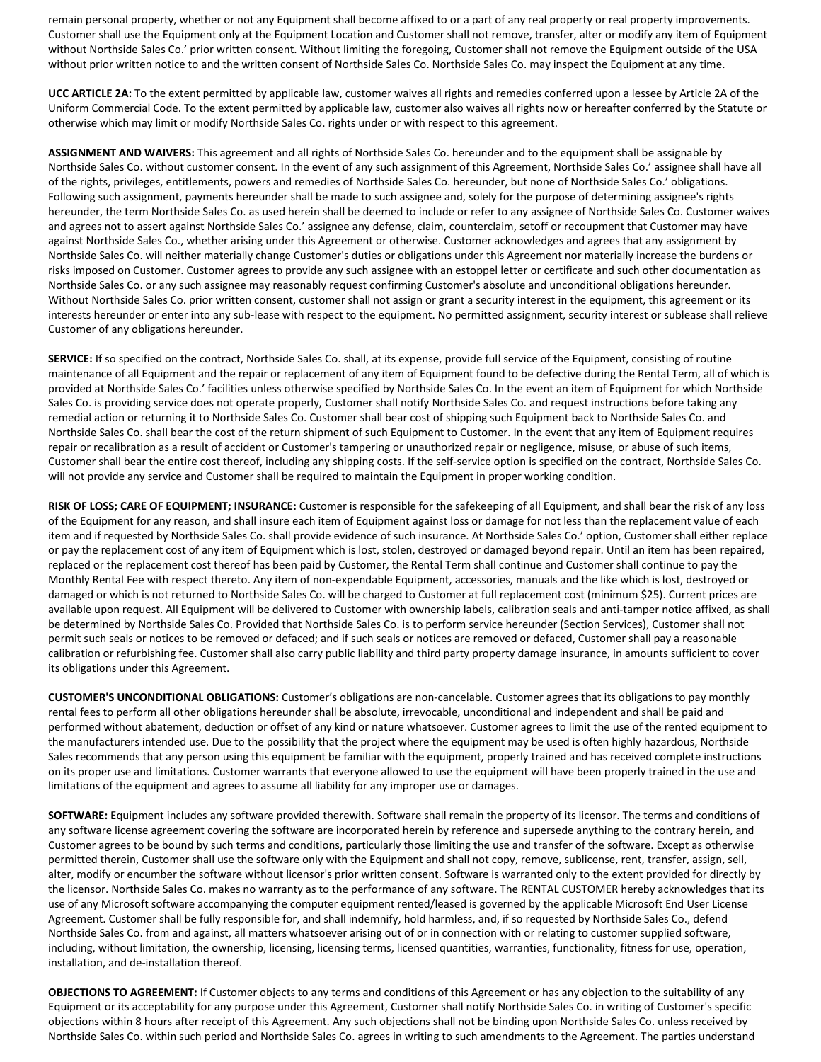remain personal property, whether or not any Equipment shall become affixed to or a part of any real property or real property improvements. Customer shall use the Equipment only at the Equipment Location and Customer shall not remove, transfer, alter or modify any item of Equipment without Northside Sales Co.' prior written consent. Without limiting the foregoing, Customer shall not remove the Equipment outside of the USA without prior written notice to and the written consent of Northside Sales Co. Northside Sales Co. may inspect the Equipment at any time.

**UCC ARTICLE 2A:** To the extent permitted by applicable law, customer waives all rights and remedies conferred upon a lessee by Article 2A of the Uniform Commercial Code. To the extent permitted by applicable law, customer also waives all rights now or hereafter conferred by the Statute or otherwise which may limit or modify Northside Sales Co. rights under or with respect to this agreement.

**ASSIGNMENT AND WAIVERS:** This agreement and all rights of Northside Sales Co. hereunder and to the equipment shall be assignable by Northside Sales Co. without customer consent. In the event of any such assignment of this Agreement, Northside Sales Co.' assignee shall have all of the rights, privileges, entitlements, powers and remedies of Northside Sales Co. hereunder, but none of Northside Sales Co.' obligations. Following such assignment, payments hereunder shall be made to such assignee and, solely for the purpose of determining assignee's rights hereunder, the term Northside Sales Co. as used herein shall be deemed to include or refer to any assignee of Northside Sales Co. Customer waives and agrees not to assert against Northside Sales Co.' assignee any defense, claim, counterclaim, setoff or recoupment that Customer may have against Northside Sales Co., whether arising under this Agreement or otherwise. Customer acknowledges and agrees that any assignment by Northside Sales Co. will neither materially change Customer's duties or obligations under this Agreement nor materially increase the burdens or risks imposed on Customer. Customer agrees to provide any such assignee with an estoppel letter or certificate and such other documentation as Northside Sales Co. or any such assignee may reasonably request confirming Customer's absolute and unconditional obligations hereunder. Without Northside Sales Co. prior written consent, customer shall not assign or grant a security interest in the equipment, this agreement or its interests hereunder or enter into any sub-lease with respect to the equipment. No permitted assignment, security interest or sublease shall relieve Customer of any obligations hereunder.

**SERVICE:** If so specified on the contract, Northside Sales Co. shall, at its expense, provide full service of the Equipment, consisting of routine maintenance of all Equipment and the repair or replacement of any item of Equipment found to be defective during the Rental Term, all of which is provided at Northside Sales Co.' facilities unless otherwise specified by Northside Sales Co. In the event an item of Equipment for which Northside Sales Co. is providing service does not operate properly, Customer shall notify Northside Sales Co. and request instructions before taking any remedial action or returning it to Northside Sales Co. Customer shall bear cost of shipping such Equipment back to Northside Sales Co. and Northside Sales Co. shall bear the cost of the return shipment of such Equipment to Customer. In the event that any item of Equipment requires repair or recalibration as a result of accident or Customer's tampering or unauthorized repair or negligence, misuse, or abuse of such items, Customer shall bear the entire cost thereof, including any shipping costs. If the self-service option is specified on the contract, Northside Sales Co. will not provide any service and Customer shall be required to maintain the Equipment in proper working condition.

**RISK OF LOSS; CARE OF EQUIPMENT; INSURANCE:** Customer is responsible for the safekeeping of all Equipment, and shall bear the risk of any loss of the Equipment for any reason, and shall insure each item of Equipment against loss or damage for not less than the replacement value of each item and if requested by Northside Sales Co. shall provide evidence of such insurance. At Northside Sales Co.' option, Customer shall either replace or pay the replacement cost of any item of Equipment which is lost, stolen, destroyed or damaged beyond repair. Until an item has been repaired, replaced or the replacement cost thereof has been paid by Customer, the Rental Term shall continue and Customer shall continue to pay the Monthly Rental Fee with respect thereto. Any item of non-expendable Equipment, accessories, manuals and the like which is lost, destroyed or damaged or which is not returned to Northside Sales Co. will be charged to Customer at full replacement cost (minimum $25). Current prices are available upon request. All Equipment will be delivered to Customer with ownership labels, calibration seals and anti-tamper notice affixed, as shall be determined by Northside Sales Co. Provided that Northside Sales Co. is to perform service hereunder (Section Services), Customer shall not permit such seals or notices to be removed or defaced; and if such seals or notices are removed or defaced, Customer shall pay a reasonable calibration or refurbishing fee. Customer shall also carry public liability and third party property damage insurance, in amounts sufficient to cover its obligations under this Agreement.

**CUSTOMER'S UNCONDITIONAL OBLIGATIONS:** Customer's obligations are non-cancelable. Customer agrees that its obligations to pay monthly rental fees to perform all other obligations hereunder shall be absolute, irrevocable, unconditional and independent and shall be paid and performed without abatement, deduction or offset of any kind or nature whatsoever. Customer agrees to limit the use of the rented equipment to the manufacturers intended use. Due to the possibility that the project where the equipment may be used is often highly hazardous, Northside Sales recommends that any person using this equipment be familiar with the equipment, properly trained and has received complete instructions on its proper use and limitations. Customer warrants that everyone allowed to use the equipment will have been properly trained in the use and limitations of the equipment and agrees to assume all liability for any improper use or damages.

**SOFTWARE:** Equipment includes any software provided therewith. Software shall remain the property of its licensor. The terms and conditions of any software license agreement covering the software are incorporated herein by reference and supersede anything to the contrary herein, and Customer agrees to be bound by such terms and conditions, particularly those limiting the use and transfer of the software. Except as otherwise permitted therein, Customer shall use the software only with the Equipment and shall not copy, remove, sublicense, rent, transfer, assign, sell, alter, modify or encumber the software without licensor's prior written consent. Software is warranted only to the extent provided for directly by the licensor. Northside Sales Co. makes no warranty as to the performance of any software. The RENTAL CUSTOMER hereby acknowledges that its use of any Microsoft software accompanying the computer equipment rented/leased is governed by the applicable Microsoft End User License Agreement. Customer shall be fully responsible for, and shall indemnify, hold harmless, and, if so requested by Northside Sales Co., defend Northside Sales Co. from and against, all matters whatsoever arising out of or in connection with or relating to customer supplied software, including, without limitation, the ownership, licensing, licensing terms, licensed quantities, warranties, functionality, fitness for use, operation, installation, and de-installation thereof.

**OBJECTIONS TO AGREEMENT:** If Customer objects to any terms and conditions of this Agreement or has any objection to the suitability of any Equipment or its acceptability for any purpose under this Agreement, Customer shall notify Northside Sales Co. in writing of Customer's specific objections within 8 hours after receipt of this Agreement. Any such objections shall not be binding upon Northside Sales Co. unless received by Northside Sales Co. within such period and Northside Sales Co. agrees in writing to such amendments to the Agreement. The parties understand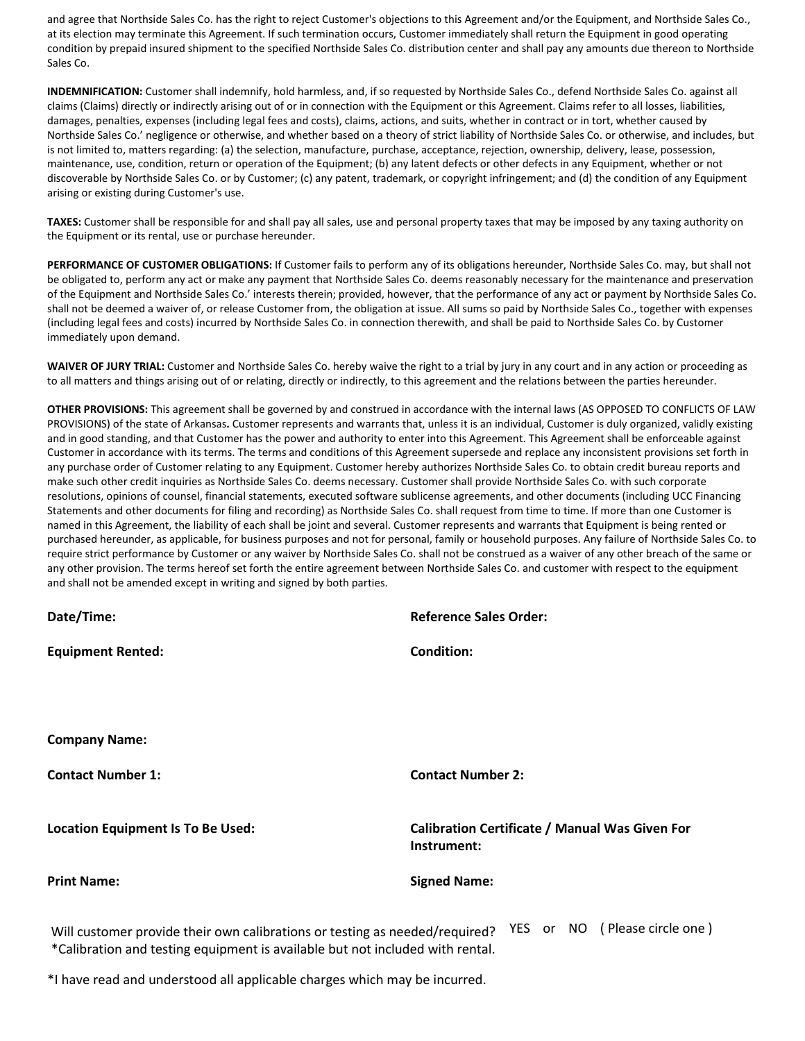and agree that Northside Sales Co. has the right to reject Customer's objections to this Agreement and/or the Equipment, and Northside Sales Co., at its election may terminate this Agreement. If such termination occurs, Customer immediately shall return the Equipment in good operating condition by prepaid insured shipment to the specified Northside Sales Co. distribution center and shall pay any amounts due thereon to Northside Sales Co.

**INDEMNIFICATION:** Customer shall indemnify, hold harmless, and, if so requested by Northside Sales Co., defend Northside Sales Co. against all claims (Claims) directly or indirectly arising out of or in connection with the Equipment or this Agreement. Claims refer to all losses, liabilities, damages, penalties, expenses (including legal fees and costs), claims, actions, and suits, whether in contract or in tort, whether caused by Northside Sales Co.' negligence or otherwise, and whether based on a theory of strict liability of Northside Sales Co. or otherwise, and includes, but is not limited to, matters regarding: (a) the selection, manufacture, purchase, acceptance, rejection, ownership, delivery, lease, possession, maintenance, use, condition, return or operation of the Equipment; (b) any latent defects or other defects in any Equipment, whether or not discoverable by Northside Sales Co. or by Customer; (c) any patent, trademark, or copyright infringement; and (d) the condition of any Equipment arising or existing during Customer's use.

**TAXES:** Customer shall be responsible for and shall pay all sales, use and personal property taxes that may be imposed by any taxing authority on the Equipment or its rental, use or purchase hereunder.

**PERFORMANCE OF CUSTOMER OBLIGATIONS:** If Customer fails to perform any of its obligations hereunder, Northside Sales Co. may, but shall not be obligated to, perform any act or make any payment that Northside Sales Co. deems reasonably necessary for the maintenance and preservation of the Equipment and Northside Sales Co.' interests therein; provided, however, that the performance of any act or payment by Northside Sales Co. shall not be deemed a waiver of, or release Customer from, the obligation at issue. All sums so paid by Northside Sales Co., together with expenses (including legal fees and costs) incurred by Northside Sales Co. in connection therewith, and shall be paid to Northside Sales Co. by Customer immediately upon demand.

**WAIVER OF JURY TRIAL:** Customer and Northside Sales Co. hereby waive the right to a trial by jury in any court and in any action or proceeding as to all matters and things arising out of or relating, directly or indirectly, to this agreement and the relations between the parties hereunder.

**OTHER PROVISIONS:** This agreement shall be governed by and construed in accordance with the internal laws (AS OPPOSED TO CONFLICTS OF LAW PROVISIONS) of the state of Arkansas**.** Customer represents and warrants that, unless it is an individual, Customer is duly organized, validly existing and in good standing, and that Customer has the power and authority to enter into this Agreement. This Agreement shall be enforceable against Customer in accordance with its terms. The terms and conditions of this Agreement supersede and replace any inconsistent provisions set forth in any purchase order of Customer relating to any Equipment. Customer hereby authorizes Northside Sales Co. to obtain credit bureau reports and make such other credit inquiries as Northside Sales Co. deems necessary. Customer shall provide Northside Sales Co. with such corporate resolutions, opinions of counsel, financial statements, executed software sublicense agreements, and other documents (including UCC Financing Statements and other documents for filing and recording) as Northside Sales Co. shall request from time to time. If more than one Customer is named in this Agreement, the liability of each shall be joint and several. Customer represents and warrants that Equipment is being rented or purchased hereunder, as applicable, for business purposes and not for personal, family or household purposes. Any failure of Northside Sales Co. to require strict performance by Customer or any waiver by Northside Sales Co. shall not be construed as a waiver of any other breach of the same or any other provision. The terms hereof set forth the entire agreement between Northside Sales Co. and customer with respect to the equipment and shall not be amended except in writing and signed by both parties.

**Date/Time:**

**Reference Sales Order:**

**Equipment Rented:**

**Condition:**

**Company Name:**

**Contact Number 1:**

**Contact Number 2:**

**Location Equipment Is To Be Used:**

**Calibration Certificate / Manual Was Given For Instrument:**

**Print Name:**

**Signed Name:**

Will customer provide their own calibrations or testing as needed/required? YES or NO ( Please circle one )
*Calibration and testing equipment is available but not included with rental.

*I have read and understood all applicable charges which may be incurred.